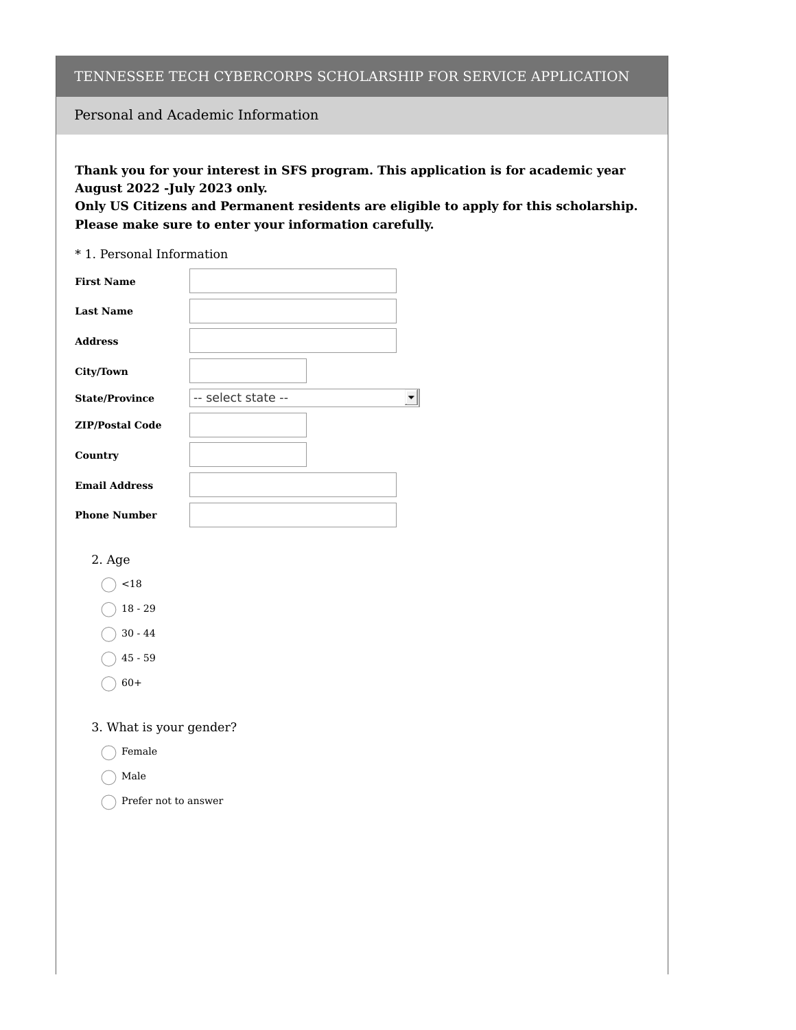# TENNESSEE TECH CYBERCORPS SCHOLARSHIP FOR SERVICE APPLICATION

## Personal and Academic Information

**Thank you for your interest in SFS program. This application is for academic year August 2022 -July 2023 only.**
**Only US Citizens and Permanent residents are eligible to apply for this scholarship. Please make sure to enter your information carefully.**

* 1. Personal Information

| | |
|---|---|
| **First Name** | |
| **Last Name** | |
| **Address** | |
| **City/Town** | |
| **State/Province** | -- select state -- |
| **ZIP/Postal Code** | |
| **Country** | |
| **Email Address** | |
| **Phone Number** | |

2. Age

- ◯ <18
- ◯ 18 - 29
- ◯ 30 - 44
- ◯ 45 - 59
- ◯ 60+

3. What is your gender?

- ◯ Female
- ◯ Male
- ◯ Prefer not to answer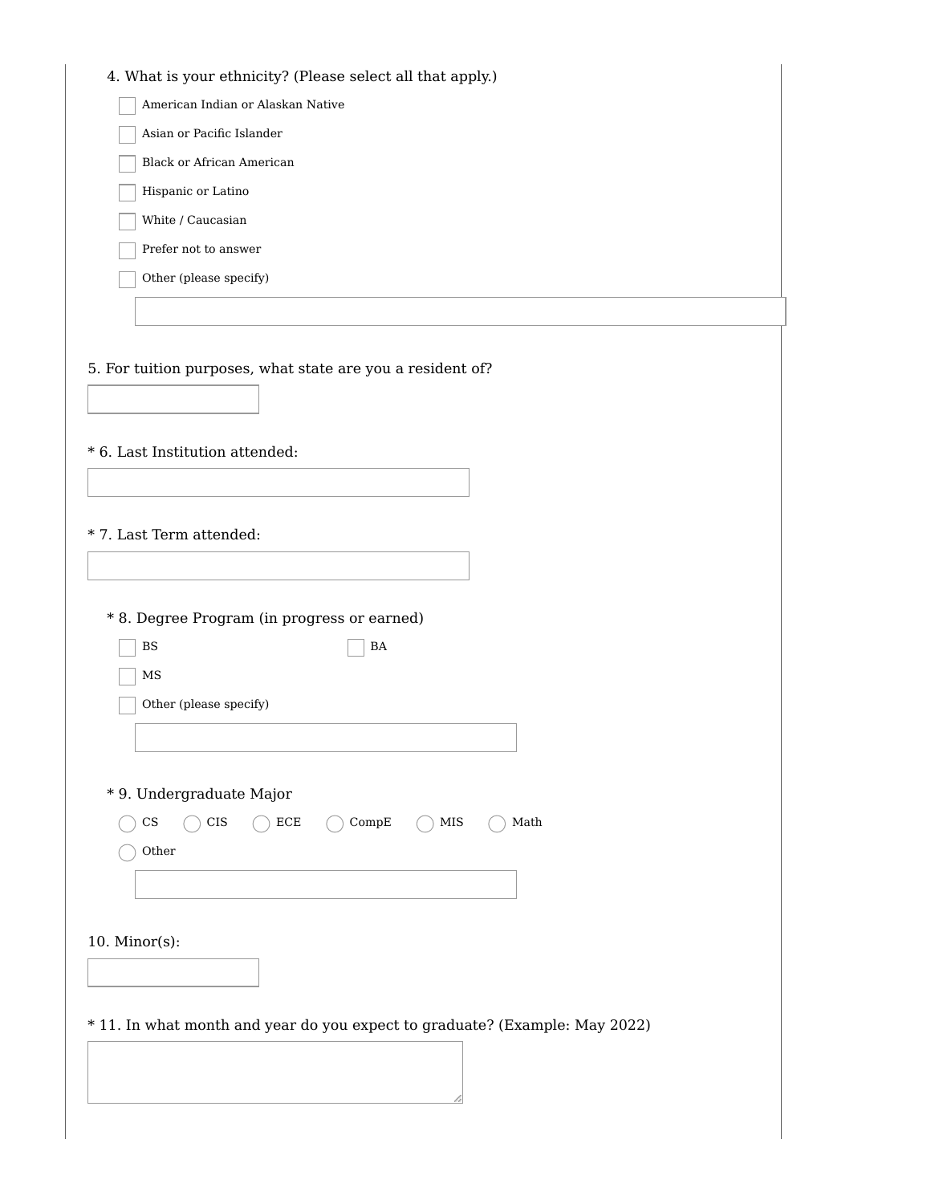4. What is your ethnicity? (Please select all that apply.)

- [ ] American Indian or Alaskan Native
- [ ] Asian or Pacific Islander
- [ ] Black or African American
- [ ] Hispanic or Latino
- [ ] White / Caucasian
- [ ] Prefer not to answer
- [ ] Other (please specify)

\_\_\_\_\_\_\_\_\_\_\_\_\_\_\_\_\_\_\_\_

5. For tuition purposes, what state are you a resident of?

\_\_\_\_\_\_\_\_\_\_\_\_\_\_\_\_\_\_\_\_

* 6. Last Institution attended:

\_\_\_\_\_\_\_\_\_\_\_\_\_\_\_\_\_\_\_\_

* 7. Last Term attended:

\_\_\_\_\_\_\_\_\_\_\_\_\_\_\_\_\_\_\_\_

* 8. Degree Program (in progress or earned)

- [ ] BS
- [ ] BA
- [ ] MS
- [ ] Other (please specify)

\_\_\_\_\_\_\_\_\_\_\_\_\_\_\_\_\_\_\_\_

* 9. Undergraduate Major

- ○ CS
- ○ CIS
- ○ ECE
- ○ CompE
- ○ MIS
- ○ Math
- ○ Other

\_\_\_\_\_\_\_\_\_\_\_\_\_\_\_\_\_\_\_\_

10. Minor(s):

\_\_\_\_\_\_\_\_\_\_\_\_\_\_\_\_\_\_\_\_

* 11. In what month and year do you expect to graduate? (Example: May 2022)

\_\_\_\_\_\_\_\_\_\_\_\_\_\_\_\_\_\_\_\_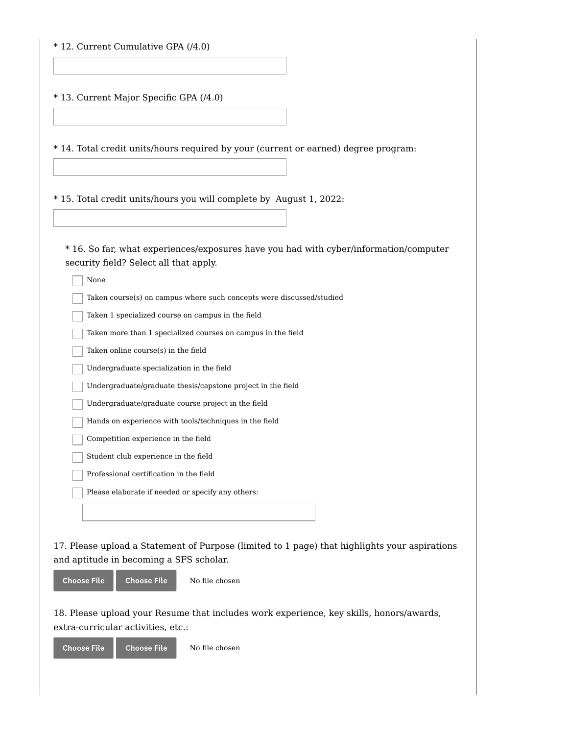\* 12. Current Cumulative GPA (/4.0)

\* 13. Current Major Specific GPA (/4.0)

\* 14. Total credit units/hours required by your (current or earned) degree program:

\* 15. Total credit units/hours you will complete by August 1, 2022:

\* 16. So far, what experiences/exposures have you had with cyber/information/computer security field? Select all that apply.

- [ ] None
- [ ] Taken course(s) on campus where such concepts were discussed/studied
- [ ] Taken 1 specialized course on campus in the field
- [ ] Taken more than 1 specialized courses on campus in the field
- [ ] Taken online course(s) in the field
- [ ] Undergraduate specialization in the field
- [ ] Undergraduate/graduate thesis/capstone project in the field
- [ ] Undergraduate/graduate course project in the field
- [ ] Hands on experience with tools/techniques in the field
- [ ] Competition experience in the field
- [ ] Student club experience in the field
- [ ] Professional certification in the field
- [ ] Please elaborate if needed or specify any others:

17. Please upload a Statement of Purpose (limited to 1 page) that highlights your aspirations and aptitude in becoming a SFS scholar.

Choose File Choose File No file chosen

18. Please upload your Resume that includes work experience, key skills, honors/awards, extra-curricular activities, etc.:

Choose File Choose File No file chosen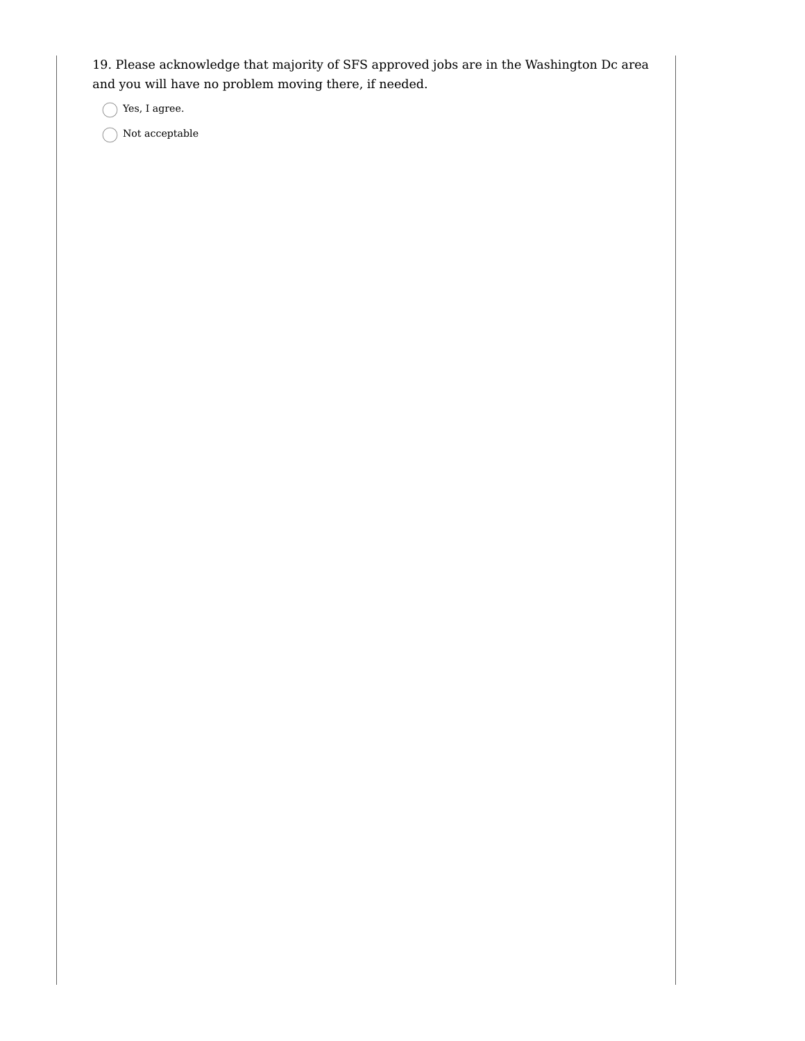19. Please acknowledge that majority of SFS approved jobs are in the Washington Dc area and you will have no problem moving there, if needed.

- ◯ Yes, I agree.
- ◯ Not acceptable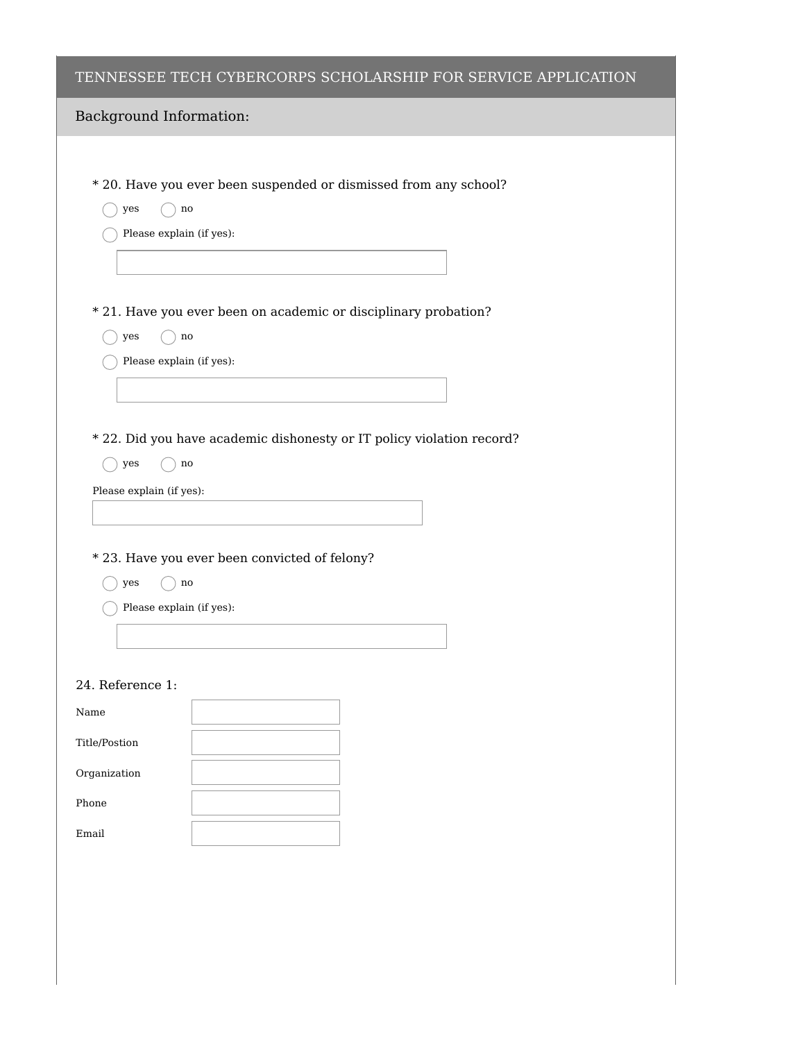## TENNESSEE TECH CYBERCORPS SCHOLARSHIP FOR SERVICE APPLICATION

### Background Information:

\* 20. Have you ever been suspended or dismissed from any school?

- ○ yes ○ no
- ○ Please explain (if yes):

\_\_\_\_\_\_\_\_\_\_\_\_\_\_\_\_\_\_\_\_

\* 21. Have you ever been on academic or disciplinary probation?

- ○ yes ○ no
- ○ Please explain (if yes):

\_\_\_\_\_\_\_\_\_\_\_\_\_\_\_\_\_\_\_\_

\* 22. Did you have academic dishonesty or IT policy violation record?

- ○ yes ○ no

Please explain (if yes):

\_\_\_\_\_\_\_\_\_\_\_\_\_\_\_\_\_\_\_\_

\* 23. Have you ever been convicted of felony?

- ○ yes ○ no
- ○ Please explain (if yes):

\_\_\_\_\_\_\_\_\_\_\_\_\_\_\_\_\_\_\_\_

24. Reference 1:

| | |
|---|---|
| Name | |
| Title/Postion | |
| Organization | |
| Phone | |
| Email | |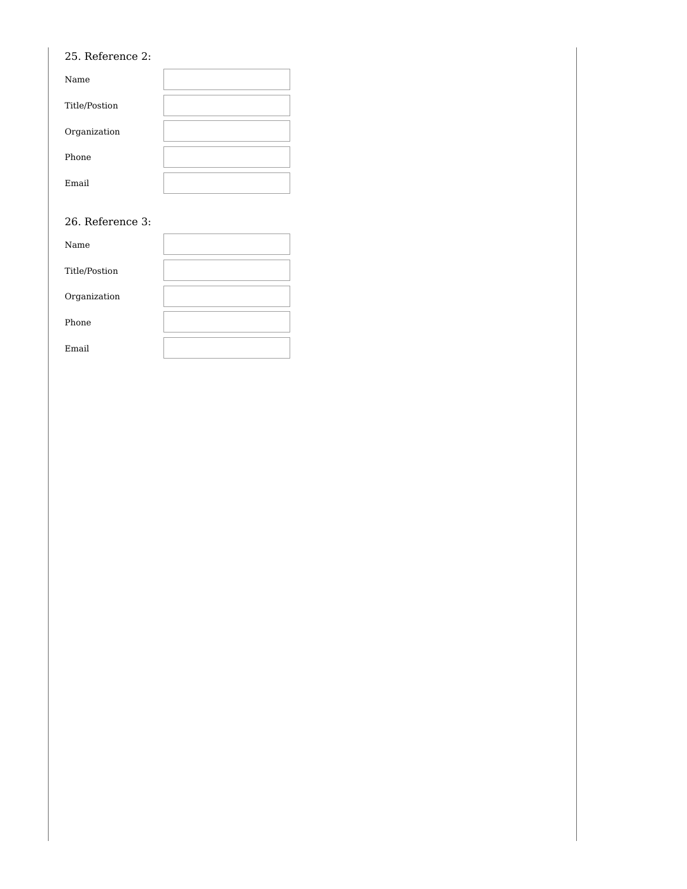25. Reference 2:

Name

Title/Postion

Organization

Phone

Email

26. Reference 3:

Name

Title/Postion

Organization

Phone

Email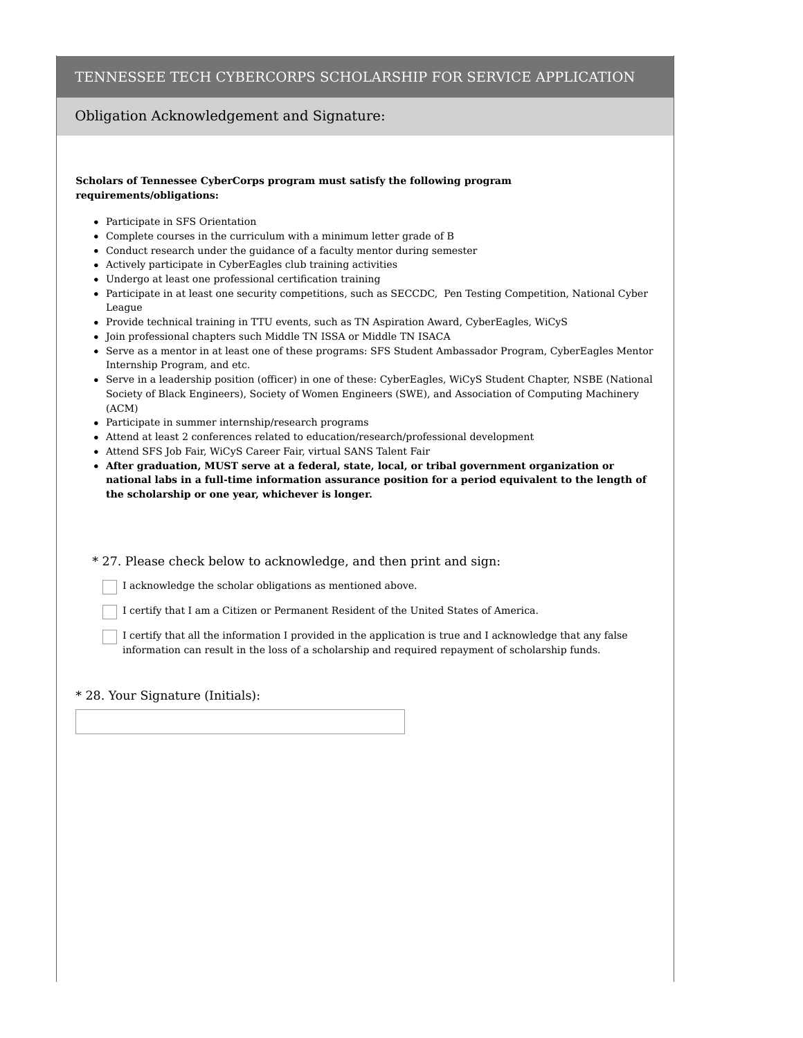# TENNESSEE TECH CYBERCORPS SCHOLARSHIP FOR SERVICE APPLICATION

## Obligation Acknowledgement and Signature:

**Scholars of Tennessee CyberCorps program must satisfy the following program requirements/obligations:**

- Participate in SFS Orientation
- Complete courses in the curriculum with a minimum letter grade of B
- Conduct research under the guidance of a faculty mentor during semester
- Actively participate in CyberEagles club training activities
- Undergo at least one professional certification training
- Participate in at least one security competitions, such as SECCDC, Pen Testing Competition, National Cyber League
- Provide technical training in TTU events, such as TN Aspiration Award, CyberEagles, WiCyS
- Join professional chapters such Middle TN ISSA or Middle TN ISACA
- Serve as a mentor in at least one of these programs: SFS Student Ambassador Program, CyberEagles Mentor Internship Program, and etc.
- Serve in a leadership position (officer) in one of these: CyberEagles, WiCyS Student Chapter, NSBE (National Society of Black Engineers), Society of Women Engineers (SWE), and Association of Computing Machinery (ACM)
- Participate in summer internship/research programs
- Attend at least 2 conferences related to education/research/professional development
- Attend SFS Job Fair, WiCyS Career Fair, virtual SANS Talent Fair
- **After graduation, MUST serve at a federal, state, local, or tribal government organization or national labs in a full-time information assurance position for a period equivalent to the length of the scholarship or one year, whichever is longer.**

\* 27. Please check below to acknowledge, and then print and sign:

- [ ] I acknowledge the scholar obligations as mentioned above.
- [ ] I certify that I am a Citizen or Permanent Resident of the United States of America.
- [ ] I certify that all the information I provided in the application is true and I acknowledge that any false information can result in the loss of a scholarship and required repayment of scholarship funds.

\* 28. Your Signature (Initials):

\_\_\_\_\_\_\_\_\_\_\_\_\_\_\_\_\_\_\_\_\_\_\_\_\_\_\_\_\_\_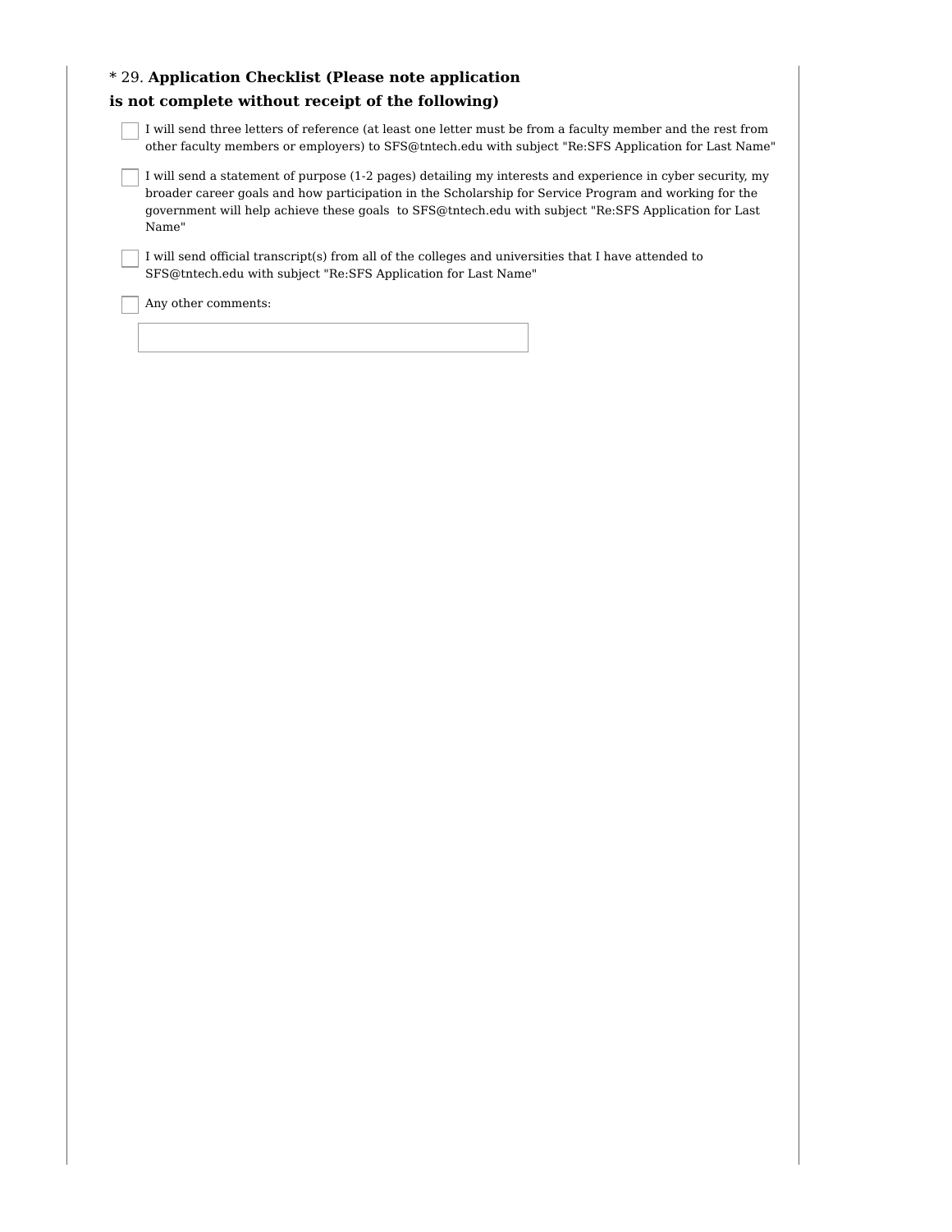\* 29. **Application Checklist (Please note application is not complete without receipt of the following)**

- [ ] I will send three letters of reference (at least one letter must be from a faculty member and the rest from other faculty members or employers) to SFS@tntech.edu with subject "Re:SFS Application for Last Name"
- [ ] I will send a statement of purpose (1-2 pages) detailing my interests and experience in cyber security, my broader career goals and how participation in the Scholarship for Service Program and working for the government will help achieve these goals to SFS@tntech.edu with subject "Re:SFS Application for Last Name"
- [ ] I will send official transcript(s) from all of the colleges and universities that I have attended to SFS@tntech.edu with subject "Re:SFS Application for Last Name"
- [ ] Any other comments: